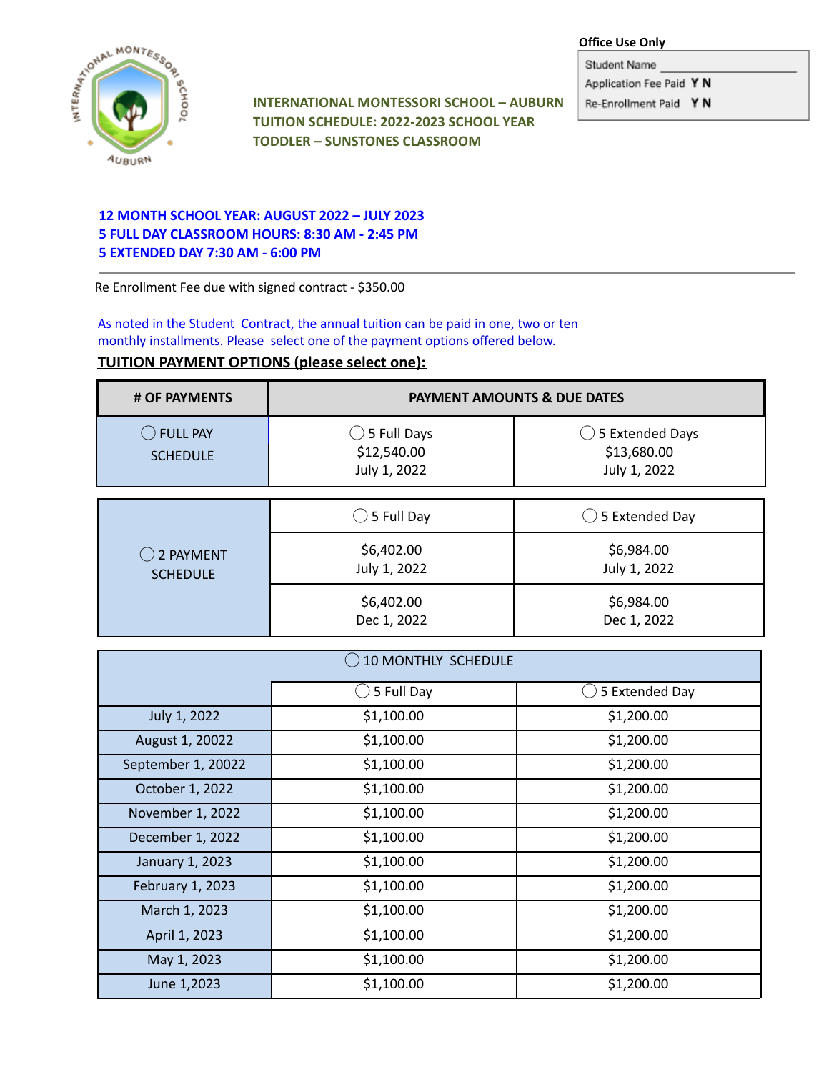**Office Use Only**

Student Name ____________________

Application Fee Paid **Y N**

Re-Enrollment Paid **Y N**

# INTERNATIONAL MONTESSORI SCHOOL – AUBURN
## TUITION SCHEDULE: 2022-2023 SCHOOL YEAR
## TODDLER – SUNSTONES CLASSROOM

**12 MONTH SCHOOL YEAR: AUGUST 2022 – JULY 2023**
**5 FULL DAY CLASSROOM HOURS: 8:30 AM - 2:45 PM**
**5 EXTENDED DAY 7:30 AM - 6:00 PM**

---

Re Enrollment Fee due with signed contract - $350.00

As noted in the Student Contract, the annual tuition can be paid in one, two or ten monthly installments. Please select one of the payment options offered below.

**TUITION PAYMENT OPTIONS (please select one):**

| # OF PAYMENTS | PAYMENT AMOUNTS & DUE DATES | |
|---|---|---|
| ◯ FULL PAY SCHEDULE | ◯ 5 Full Days<br>$12,540.00<br>July 1, 2022 | ◯ 5 Extended Days<br>$13,680.00<br>July 1, 2022 |

| ◯ 2 PAYMENT SCHEDULE | ◯ 5 Full Day | ◯ 5 Extended Day |
|---|---|---|
| | $6,402.00<br>July 1, 2022 | $6,984.00<br>July 1, 2022 |
| | $6,402.00<br>Dec 1, 2022 | $6,984.00<br>Dec 1, 2022 |

| ◯ 10 MONTHLY SCHEDULE | | |
|---|---|---|
| | ◯ 5 Full Day | ◯ 5 Extended Day |
| July 1, 2022 | $1,100.00 | $1,200.00 |
| August 1, 20022 | $1,100.00 | $1,200.00 |
| September 1, 20022 | $1,100.00 | $1,200.00 |
| October 1, 2022 | $1,100.00 | $1,200.00 |
| November 1, 2022 | $1,100.00 | $1,200.00 |
| December 1, 2022 | $1,100.00 | $1,200.00 |
| January 1, 2023 | $1,100.00 | $1,200.00 |
| February 1, 2023 | $1,100.00 | $1,200.00 |
| March 1, 2023 | $1,100.00 | $1,200.00 |
| April 1, 2023 | $1,100.00 | $1,200.00 |
| May 1, 2023 | $1,100.00 | $1,200.00 |
| June 1,2023 | $1,100.00 | $1,200.00 |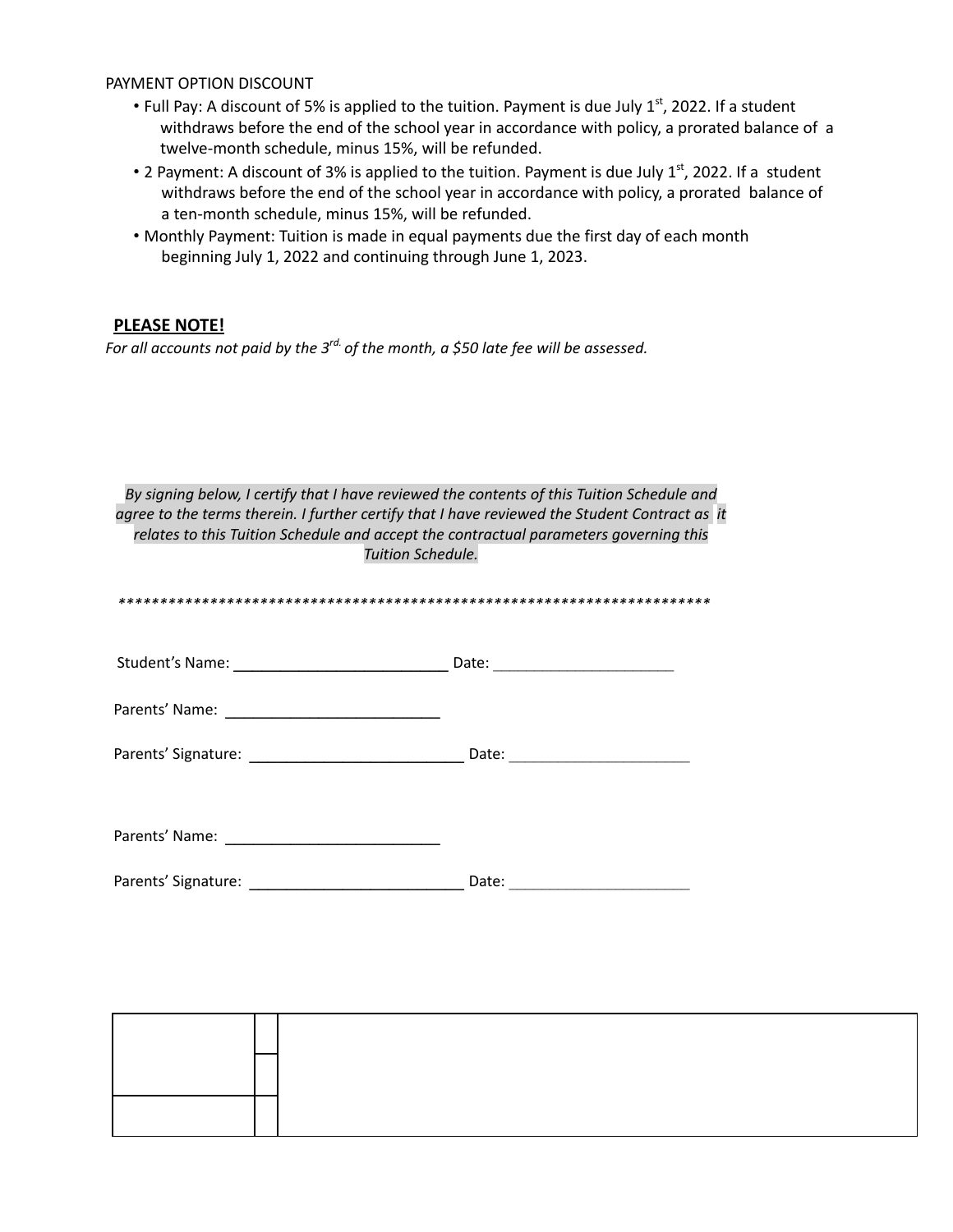PAYMENT OPTION DISCOUNT

- Full Pay: A discount of 5% is applied to the tuition. Payment is due July 1st, 2022. If a student withdraws before the end of the school year in accordance with policy, a prorated balance of a twelve-month schedule, minus 15%, will be refunded.
- 2 Payment: A discount of 3% is applied to the tuition. Payment is due July 1st, 2022. If a student withdraws before the end of the school year in accordance with policy, a prorated balance of a ten-month schedule, minus 15%, will be refunded.
- Monthly Payment: Tuition is made in equal payments due the first day of each month beginning July 1, 2022 and continuing through June 1, 2023.

**PLEASE NOTE!**

*For all accounts not paid by the 3rd. of the month, a $50 late fee will be assessed.*

*By signing below, I certify that I have reviewed the contents of this Tuition Schedule and agree to the terms therein. I further certify that I have reviewed the Student Contract as it relates to this Tuition Schedule and accept the contractual parameters governing this Tuition Schedule.*

************************************************************************

Student's Name: __________________________ Date: ______________________

Parents' Name: __________________________

Parents' Signature: __________________________ Date: ______________________

Parents' Name: __________________________

Parents' Signature: __________________________ Date: ______________________

| | | |
|---|---|---|
| | | |
| | | |
| | | |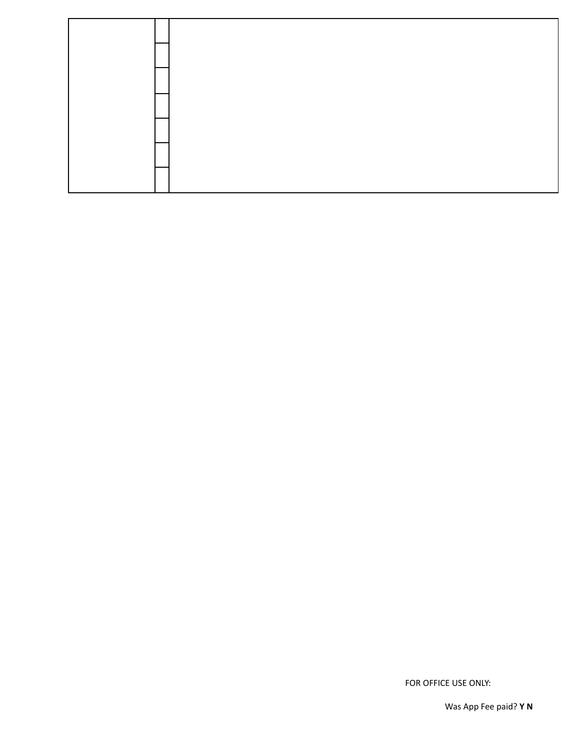| | | |
|---|---|---|
| | | |
| | | |
| | | |
| | | |
| | | |
| | | |
| | | |

FOR OFFICE USE ONLY:

Was App Fee paid? **Y N**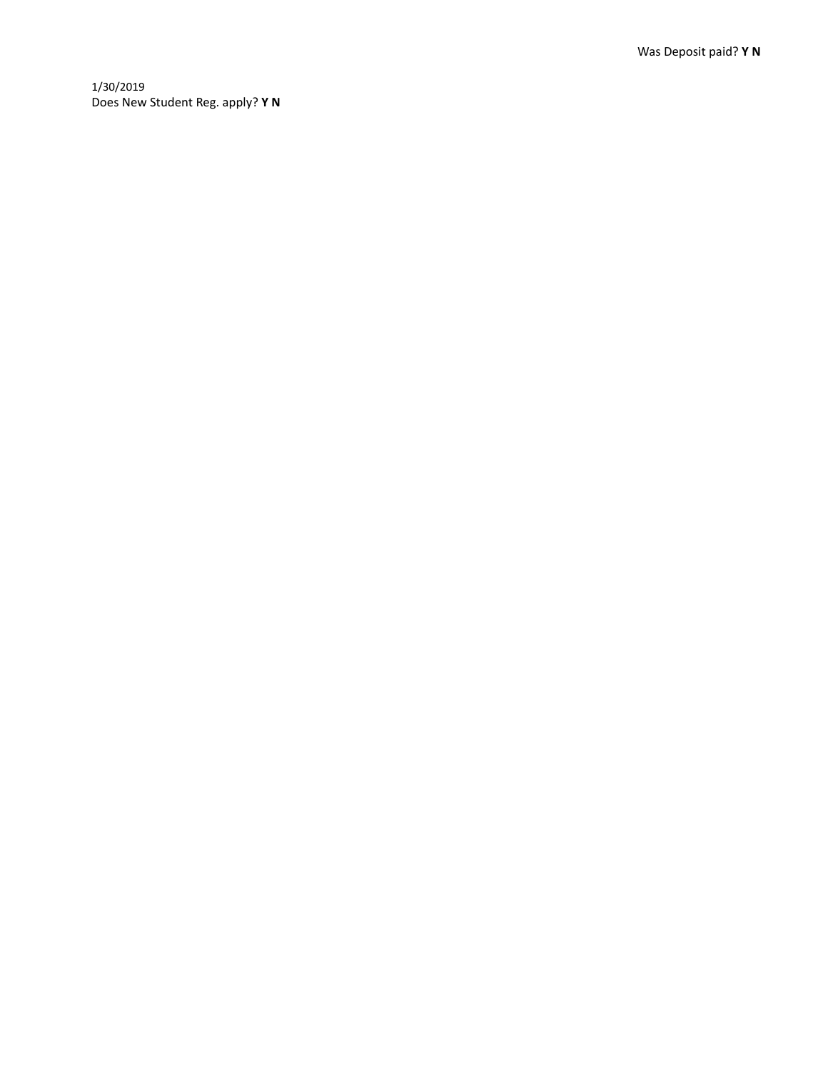Was Deposit paid? **Y N**

1/30/2019

Does New Student Reg. apply? **Y N**